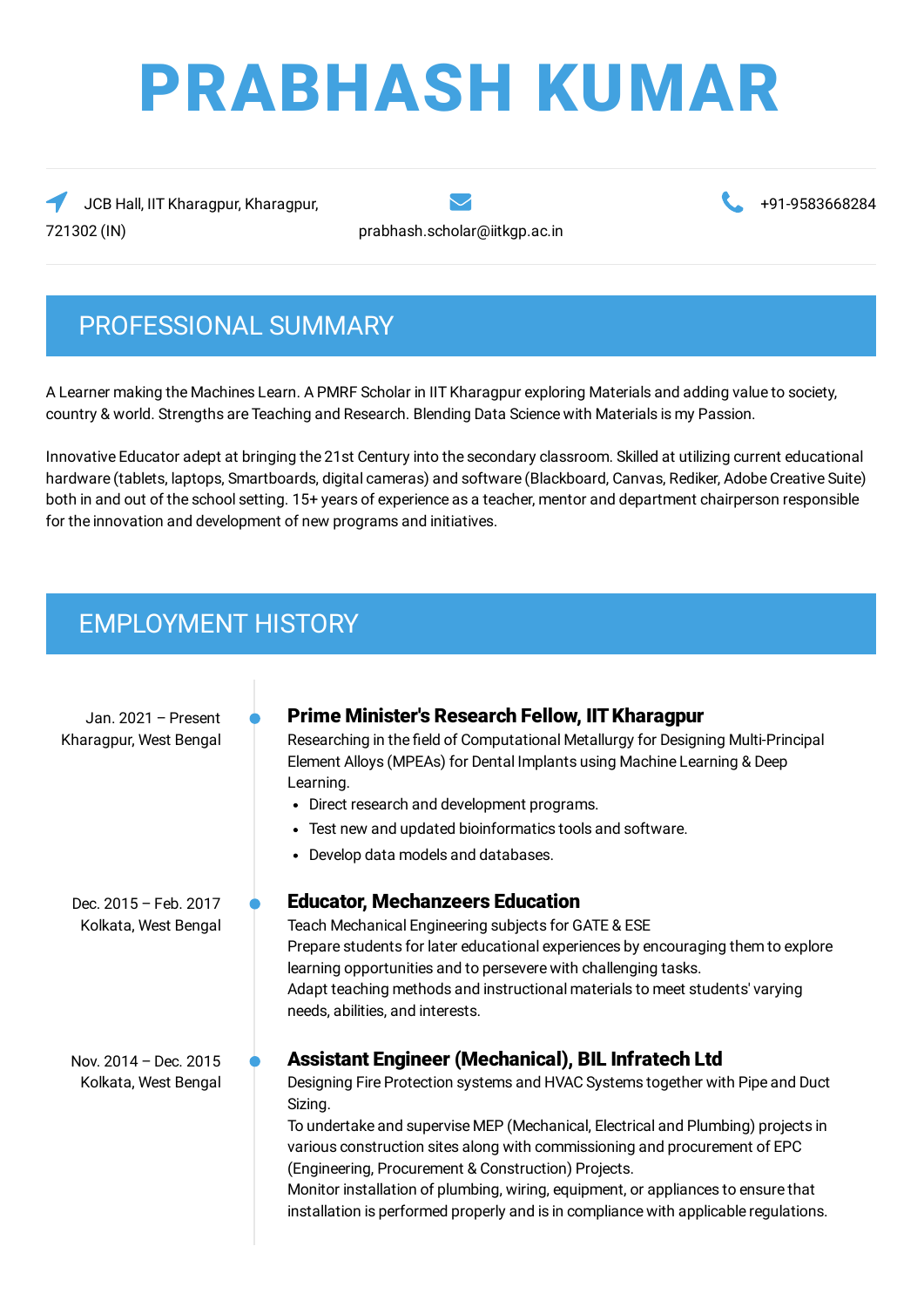# PRABHASH KUMAR

JCB Hall, IIT Kharagpur, Kharagpur, 721302 (IN)

prabhash.scholar@iitkgp.ac.in

+91-9583668284

## PROFESSIONAL SUMMARY

A Learner making the Machines Learn. A PMRF Scholar in IIT Kharagpur exploring Materials and adding value to society, country & world. Strengths are Teaching and Research. Blending Data Science with Materials is my Passion.

Innovative Educator adept at bringing the 21st Century into the secondary classroom. Skilled at utilizing current educational hardware (tablets, laptops, Smartboards, digital cameras) and software (Blackboard, Canvas, Rediker, Adobe Creative Suite) both in and out of the school setting. 15+ years of experience as a teacher, mentor and department chairperson responsible for the innovation and development of new programs and initiatives.

## EMPLOYMENT HISTORY

### Prime Minister's Research Fellow, IIT Kharagpur

Jan. 2021 – Present
Kharagpur, West Bengal

Researching in the field of Computational Metallurgy for Designing Multi-Principal Element Alloys (MPEAs) for Dental Implants using Machine Learning & Deep Learning.

- Direct research and development programs.
- Test new and updated bioinformatics tools and software.
- Develop data models and databases.

### Educator, Mechanzeers Education

Dec. 2015 – Feb. 2017
Kolkata, West Bengal

Teach Mechanical Engineering subjects for GATE & ESE
Prepare students for later educational experiences by encouraging them to explore learning opportunities and to persevere with challenging tasks.
Adapt teaching methods and instructional materials to meet students' varying needs, abilities, and interests.

### Assistant Engineer (Mechanical), BIL Infratech Ltd

Nov. 2014 – Dec. 2015
Kolkata, West Bengal

Designing Fire Protection systems and HVAC Systems together with Pipe and Duct Sizing.
To undertake and supervise MEP (Mechanical, Electrical and Plumbing) projects in various construction sites along with commissioning and procurement of EPC (Engineering, Procurement & Construction) Projects.
Monitor installation of plumbing, wiring, equipment, or appliances to ensure that installation is performed properly and is in compliance with applicable regulations.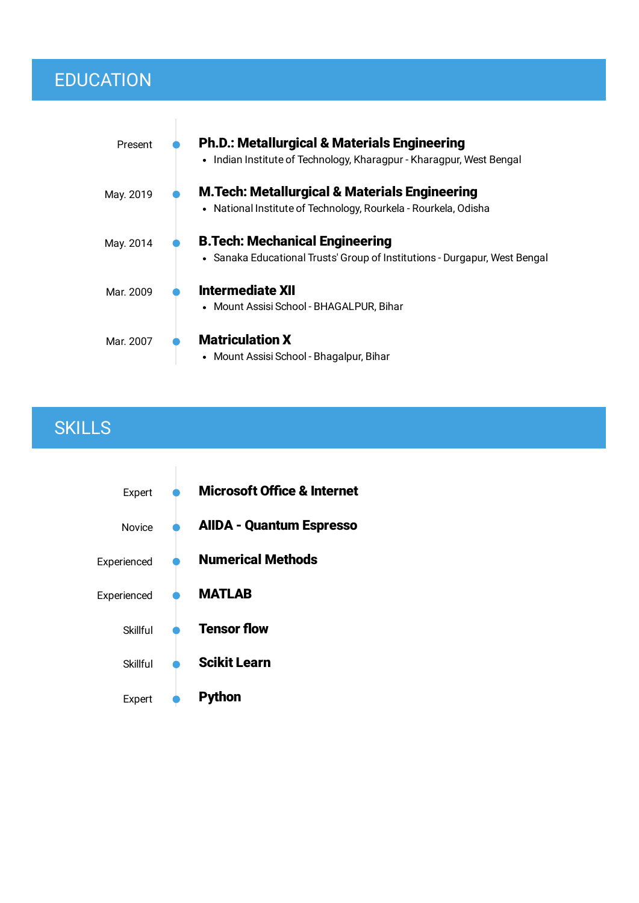## EDUCATION

Present

**Ph.D.: Metallurgical & Materials Engineering**

- Indian Institute of Technology, Kharagpur - Kharagpur, West Bengal

May. 2019

**M.Tech: Metallurgical & Materials Engineering**

- National Institute of Technology, Rourkela - Rourkela, Odisha

May. 2014

**B.Tech: Mechanical Engineering**

- Sanaka Educational Trusts' Group of Institutions - Durgapur, West Bengal

Mar. 2009

**Intermediate XII**

- Mount Assisi School - BHAGALPUR, Bihar

Mar. 2007

**Matriculation X**

- Mount Assisi School - Bhagalpur, Bihar

## SKILLS

Expert **Microsoft Office & Internet**

Novice **AIIDA - Quantum Espresso**

Experienced **Numerical Methods**

Experienced **MATLAB**

Skillful **Tensor flow**

Skillful **Scikit Learn**

Expert **Python**